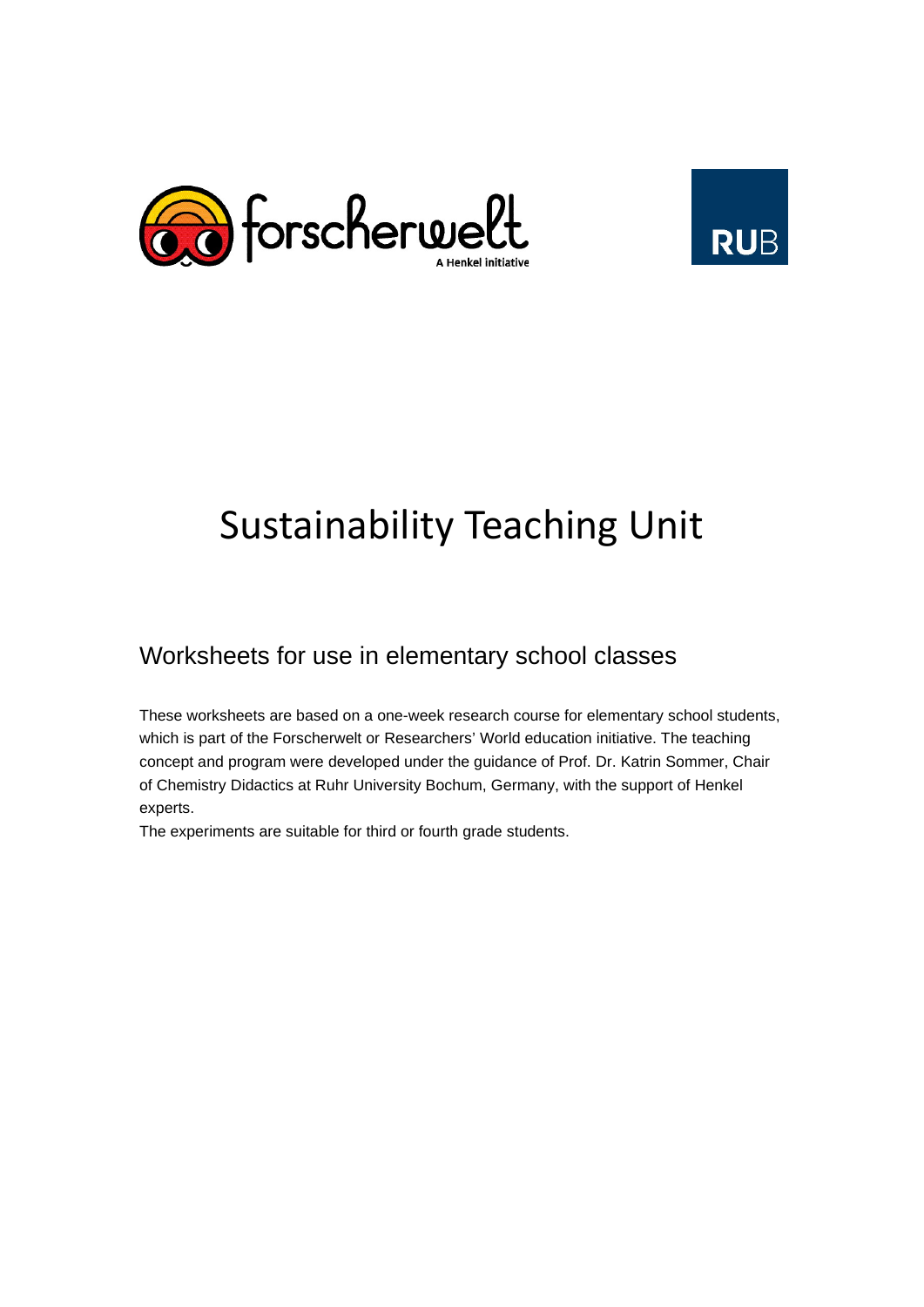# Sustainability Teaching Unit

## Worksheets for use in elementary school classes

These worksheets are based on a one-week research course for elementary school students, which is part of the Forscherwelt or Researchers' World education initiative. The teaching concept and program were developed under the guidance of Prof. Dr. Katrin Sommer, Chair of Chemistry Didactics at Ruhr University Bochum, Germany, with the support of Henkel experts.

The experiments are suitable for third or fourth grade students.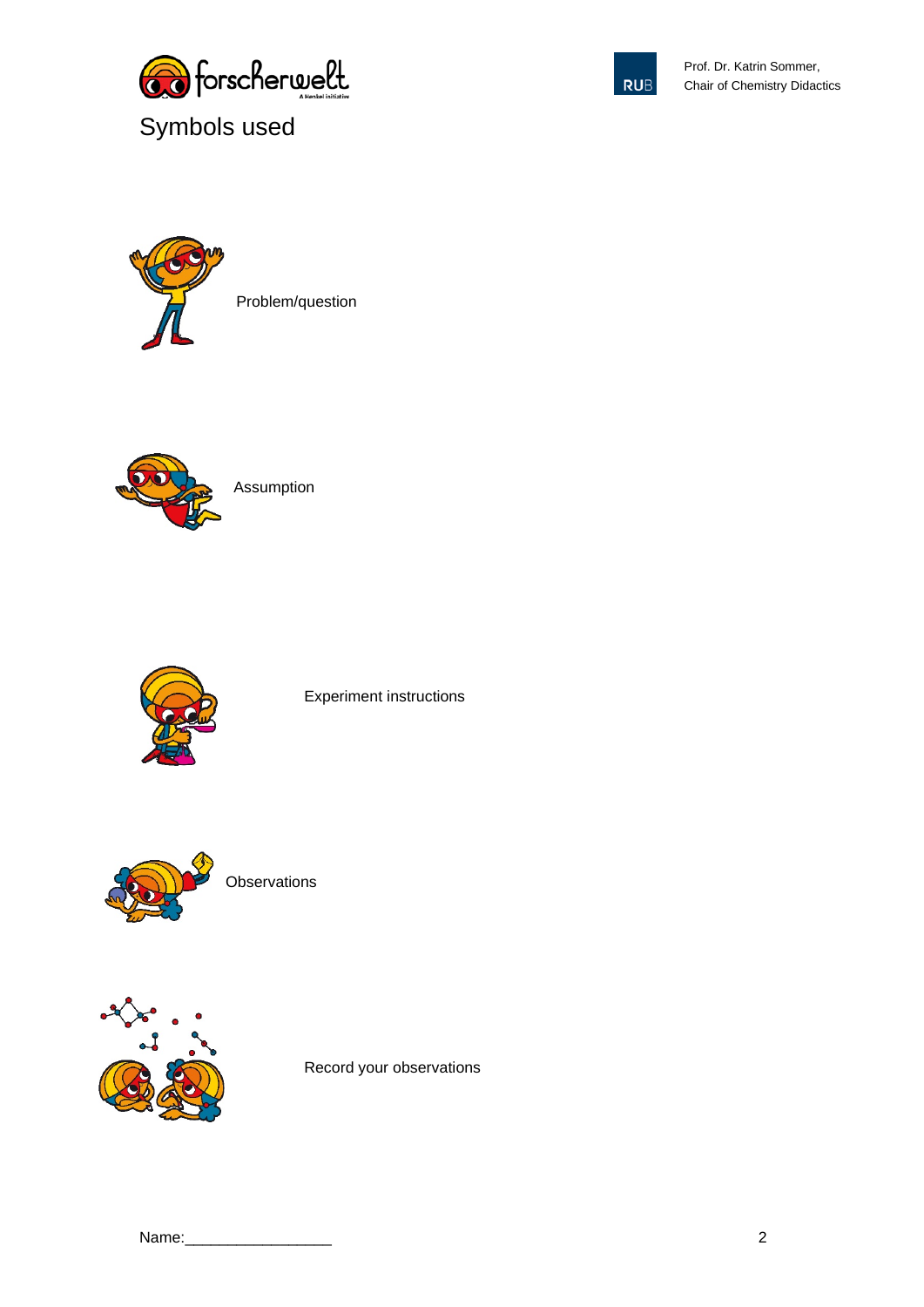# Symbols used

Problem/question

Assumption

Experiment instructions

Observations

Record your observations

Name:_________________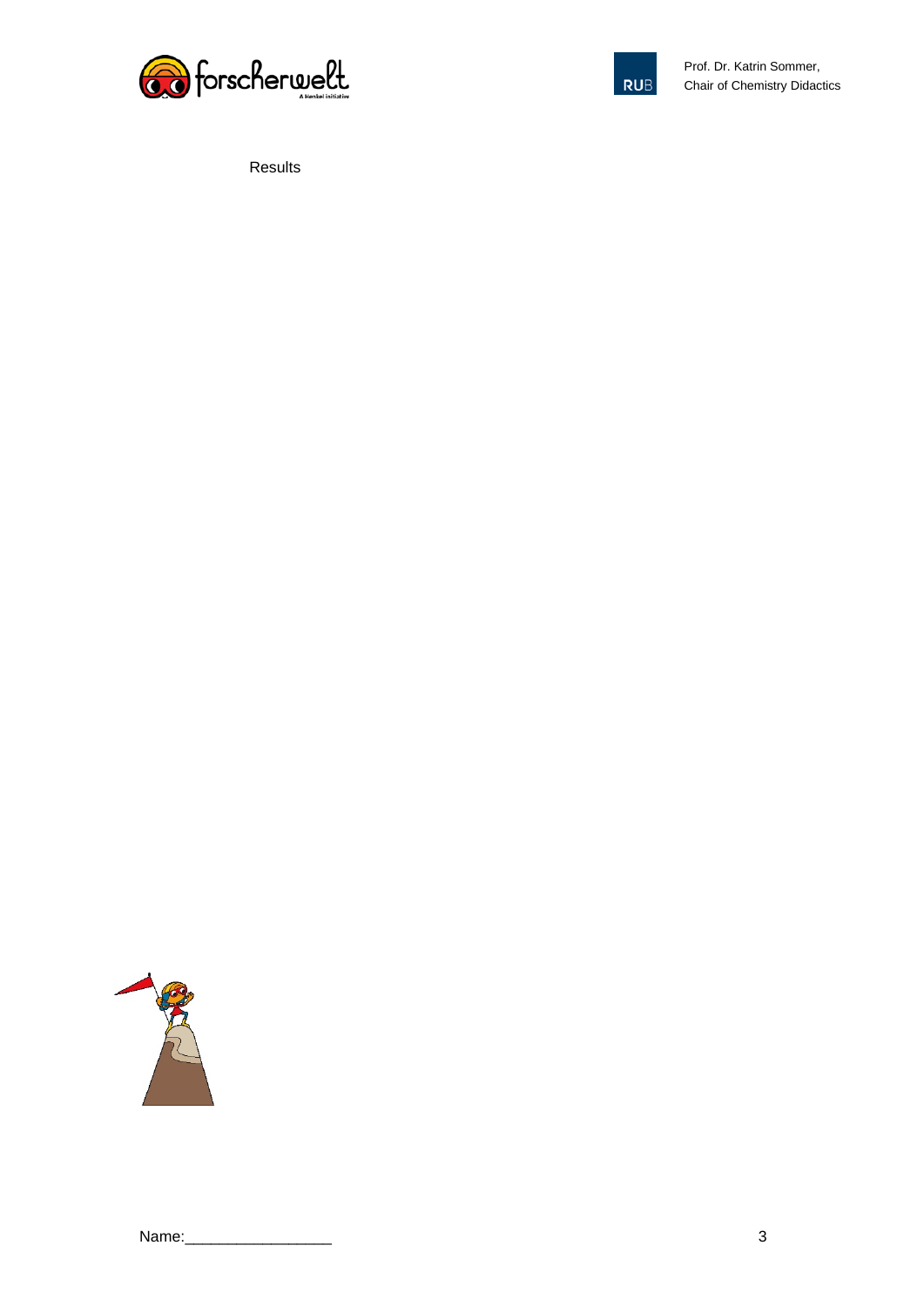Results

Name:_________________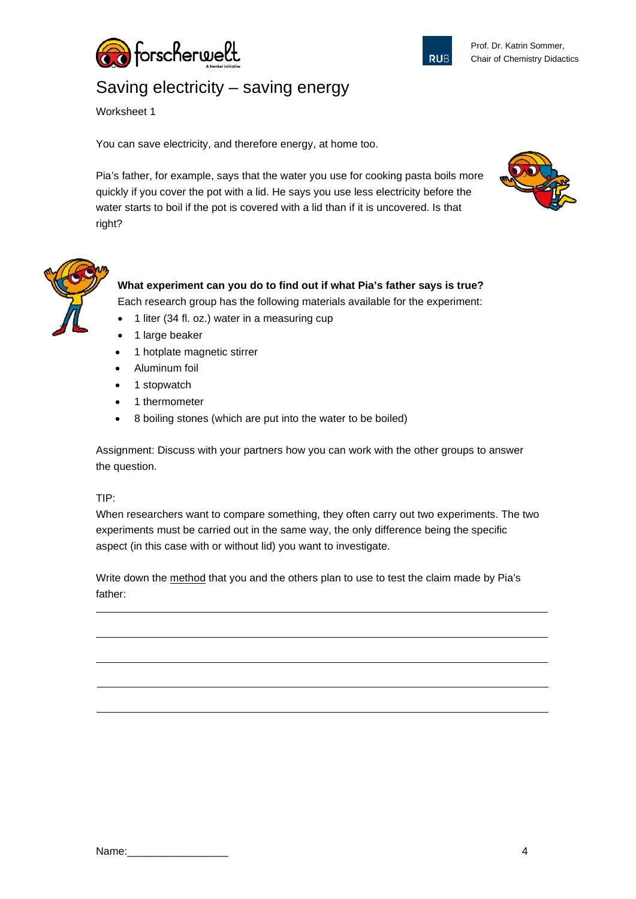# Saving electricity – saving energy

Worksheet 1

You can save electricity, and therefore energy, at home too.

Pia's father, for example, says that the water you use for cooking pasta boils more quickly if you cover the pot with a lid. He says you use less electricity before the water starts to boil if the pot is covered with a lid than if it is uncovered. Is that right?

**What experiment can you do to find out if what Pia's father says is true?**

Each research group has the following materials available for the experiment:

- 1 liter (34 fl. oz.) water in a measuring cup
- 1 large beaker
- 1 hotplate magnetic stirrer
- Aluminum foil
- 1 stopwatch
- 1 thermometer
- 8 boiling stones (which are put into the water to be boiled)

Assignment: Discuss with your partners how you can work with the other groups to answer the question.

TIP:
When researchers want to compare something, they often carry out two experiments. The two experiments must be carried out in the same way, the only difference being the specific aspect (in this case with or without lid) you want to investigate.

Write down the method that you and the others plan to use to test the claim made by Pia's father:

\_\_\_\_\_\_\_\_\_\_\_\_\_\_\_\_\_\_\_\_\_\_\_\_\_\_\_\_\_\_\_\_\_\_\_\_\_\_\_\_\_\_\_\_\_\_\_\_\_\_\_\_\_\_\_\_\_\_\_\_

\_\_\_\_\_\_\_\_\_\_\_\_\_\_\_\_\_\_\_\_\_\_\_\_\_\_\_\_\_\_\_\_\_\_\_\_\_\_\_\_\_\_\_\_\_\_\_\_\_\_\_\_\_\_\_\_\_\_\_\_

\_\_\_\_\_\_\_\_\_\_\_\_\_\_\_\_\_\_\_\_\_\_\_\_\_\_\_\_\_\_\_\_\_\_\_\_\_\_\_\_\_\_\_\_\_\_\_\_\_\_\_\_\_\_\_\_\_\_\_\_

\_\_\_\_\_\_\_\_\_\_\_\_\_\_\_\_\_\_\_\_\_\_\_\_\_\_\_\_\_\_\_\_\_\_\_\_\_\_\_\_\_\_\_\_\_\_\_\_\_\_\_\_\_\_\_\_\_\_\_\_

\_\_\_\_\_\_\_\_\_\_\_\_\_\_\_\_\_\_\_\_\_\_\_\_\_\_\_\_\_\_\_\_\_\_\_\_\_\_\_\_\_\_\_\_\_\_\_\_\_\_\_\_\_\_\_\_\_\_\_\_

Name:\_\_\_\_\_\_\_\_\_\_\_\_\_\_\_\_\_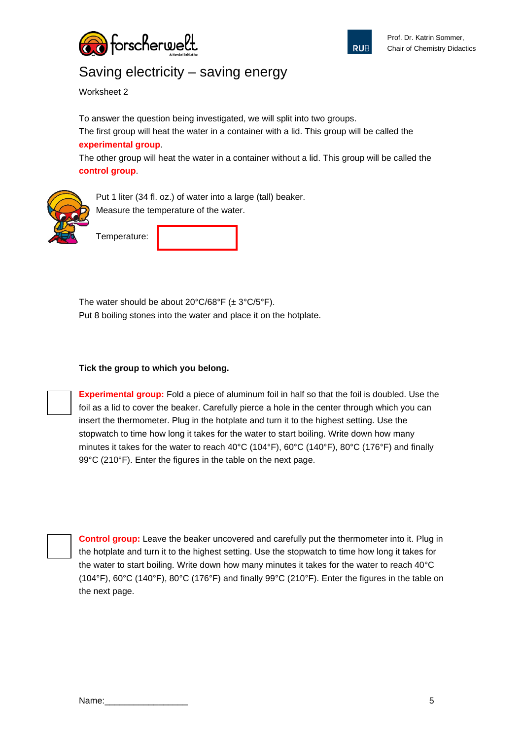# Saving electricity – saving energy

Worksheet 2

To answer the question being investigated, we will split into two groups.
The first group will heat the water in a container with a lid. This group will be called the **experimental group**.
The other group will heat the water in a container without a lid. This group will be called the **control group**.

Put 1 liter (34 fl. oz.) of water into a large (tall) beaker.
Measure the temperature of the water.

Temperature: ____________

The water should be about 20°C/68°F (± 3°C/5°F).
Put 8 boiling stones into the water and place it on the hotplate.

**Tick the group to which you belong.**

☐ **Experimental group:** Fold a piece of aluminum foil in half so that the foil is doubled. Use the foil as a lid to cover the beaker. Carefully pierce a hole in the center through which you can insert the thermometer. Plug in the hotplate and turn it to the highest setting. Use the stopwatch to time how long it takes for the water to start boiling. Write down how many minutes it takes for the water to reach 40°C (104°F), 60°C (140°F), 80°C (176°F) and finally 99°C (210°F). Enter the figures in the table on the next page.

☐ **Control group:** Leave the beaker uncovered and carefully put the thermometer into it. Plug in the hotplate and turn it to the highest setting. Use the stopwatch to time how long it takes for the water to start boiling. Write down how many minutes it takes for the water to reach 40°C (104°F), 60°C (140°F), 80°C (176°F) and finally 99°C (210°F). Enter the figures in the table on the next page.

Name:_________________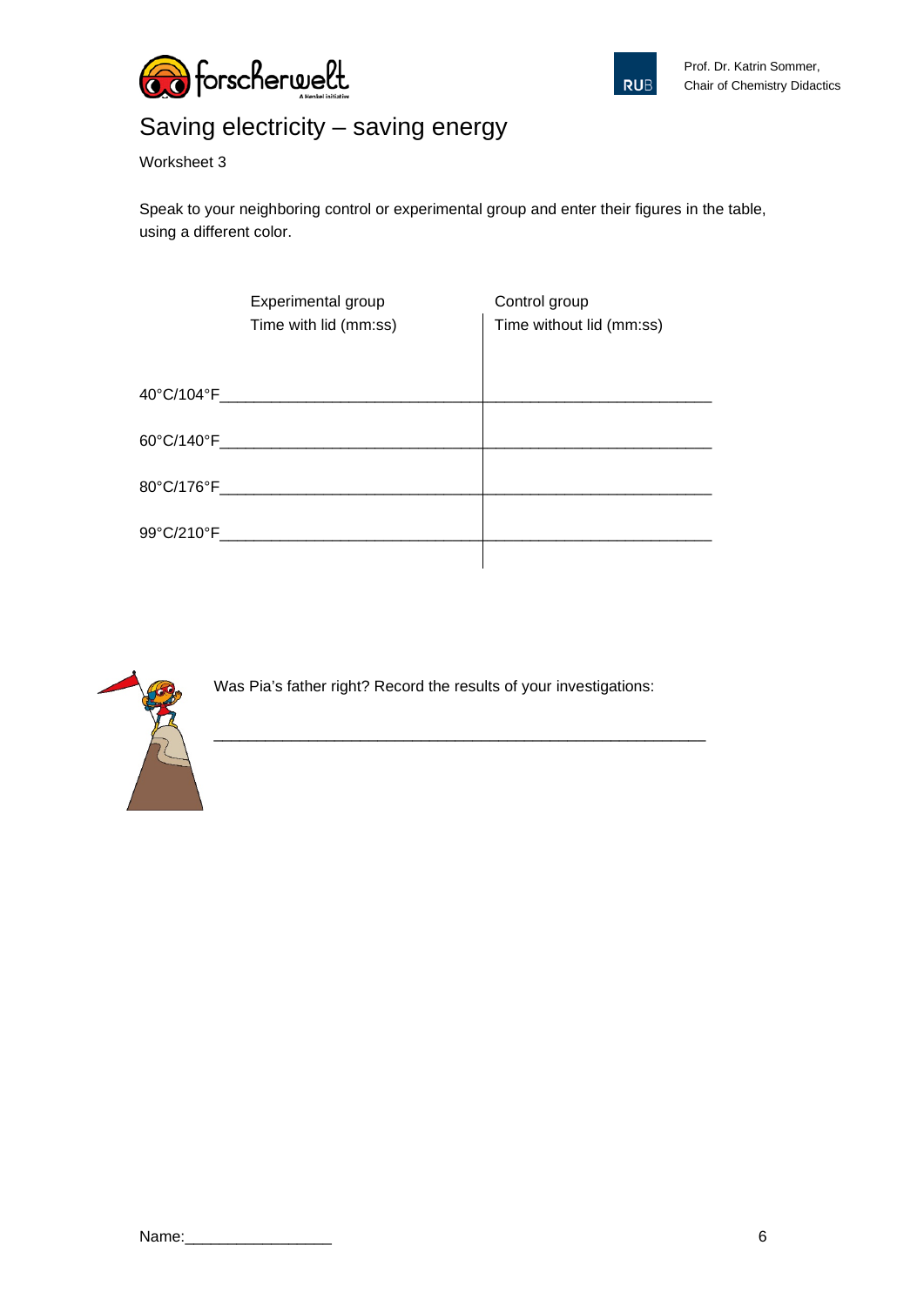# Saving electricity – saving energy

Worksheet 3

Speak to your neighboring control or experimental group and enter their figures in the table, using a different color.

| | Experimental group<br>Time with lid (mm:ss) | Control group<br>Time without lid (mm:ss) |
|---|---|---|
| 40°C/104°F | | |
| 60°C/140°F | | |
| 80°C/176°F | | |
| 99°C/210°F | | |

Was Pia's father right? Record the results of your investigations:

___________________________________________________________

Name:_________________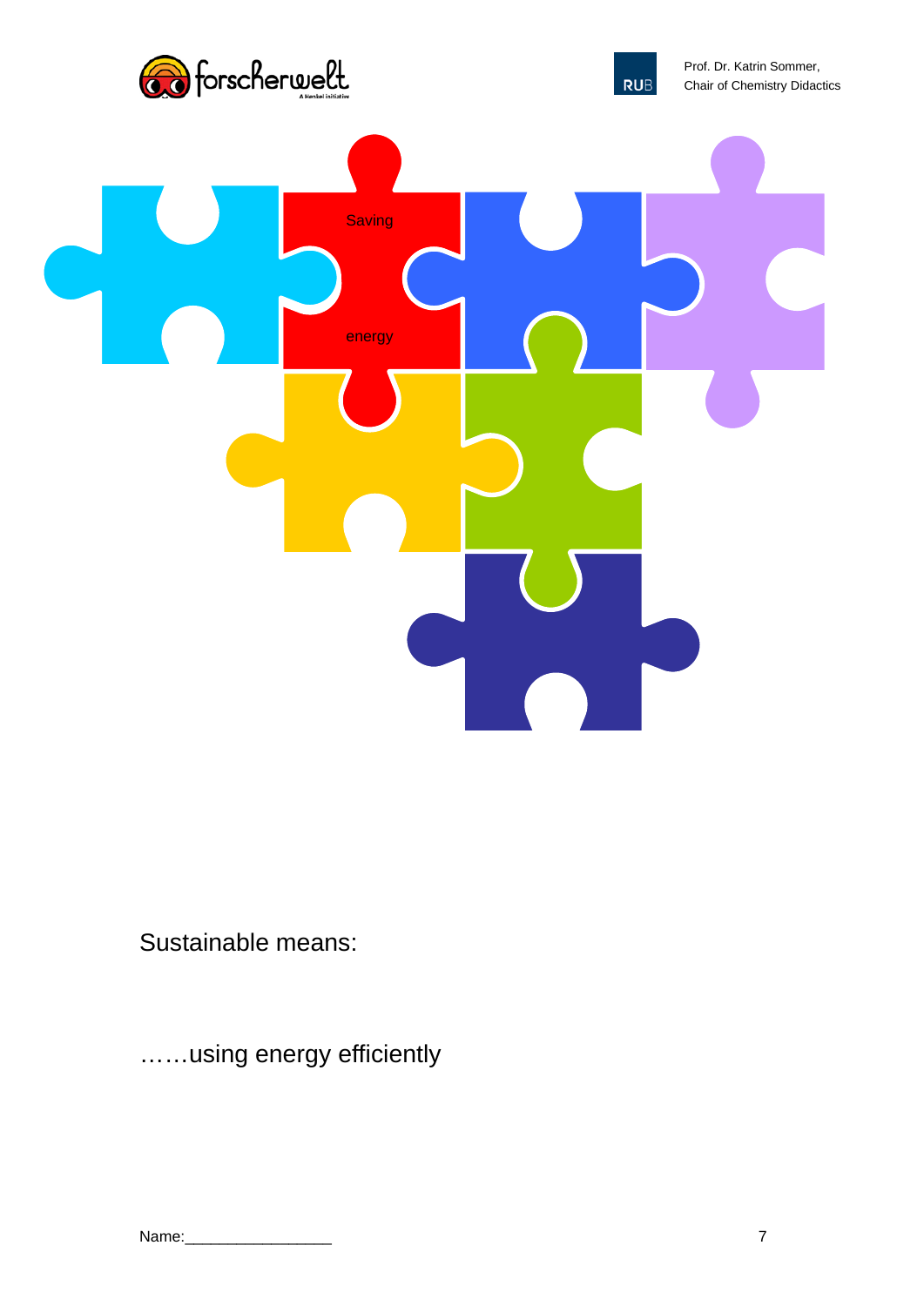Saving

energy

Sustainable means:

……using energy efficiently

Name:_________________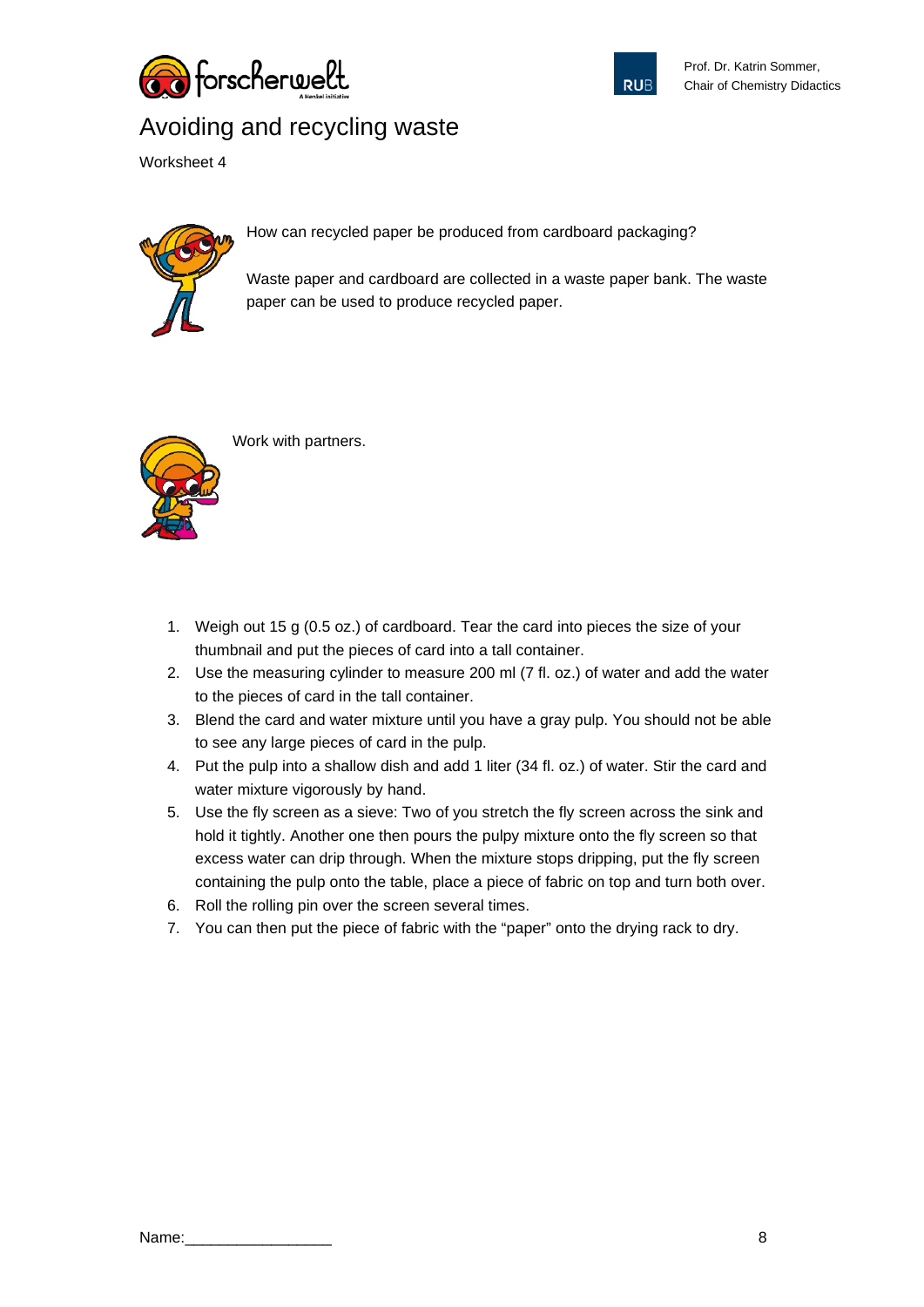# Avoiding and recycling waste

Worksheet 4

How can recycled paper be produced from cardboard packaging?

Waste paper and cardboard are collected in a waste paper bank. The waste paper can be used to produce recycled paper.

Work with partners.

1. Weigh out 15 g (0.5 oz.) of cardboard. Tear the card into pieces the size of your thumbnail and put the pieces of card into a tall container.
2. Use the measuring cylinder to measure 200 ml (7 fl. oz.) of water and add the water to the pieces of card in the tall container.
3. Blend the card and water mixture until you have a gray pulp. You should not be able to see any large pieces of card in the pulp.
4. Put the pulp into a shallow dish and add 1 liter (34 fl. oz.) of water. Stir the card and water mixture vigorously by hand.
5. Use the fly screen as a sieve: Two of you stretch the fly screen across the sink and hold it tightly. Another one then pours the pulpy mixture onto the fly screen so that excess water can drip through. When the mixture stops dripping, put the fly screen containing the pulp onto the table, place a piece of fabric on top and turn both over.
6. Roll the rolling pin over the screen several times.
7. You can then put the piece of fabric with the "paper" onto the drying rack to dry.

Name:_________________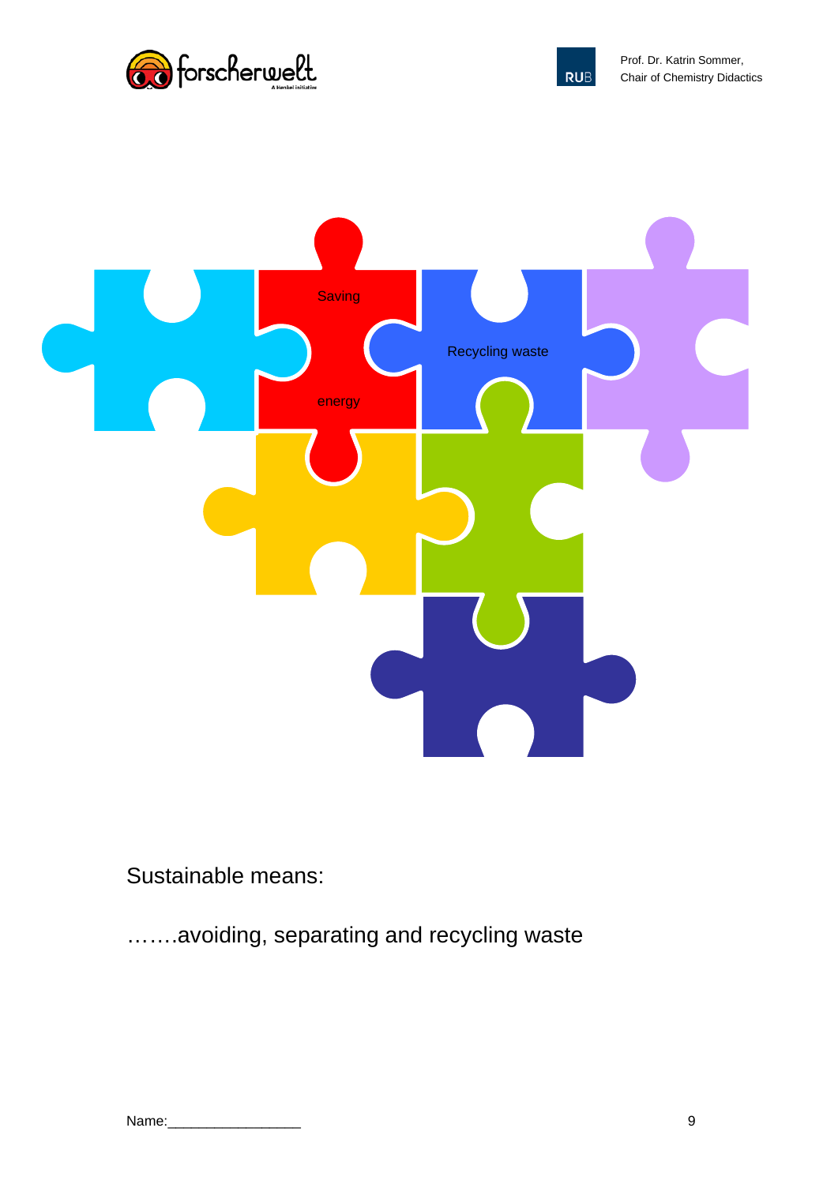Saving energy

Recycling waste

Sustainable means:

…….avoiding, separating and recycling waste

Name:________________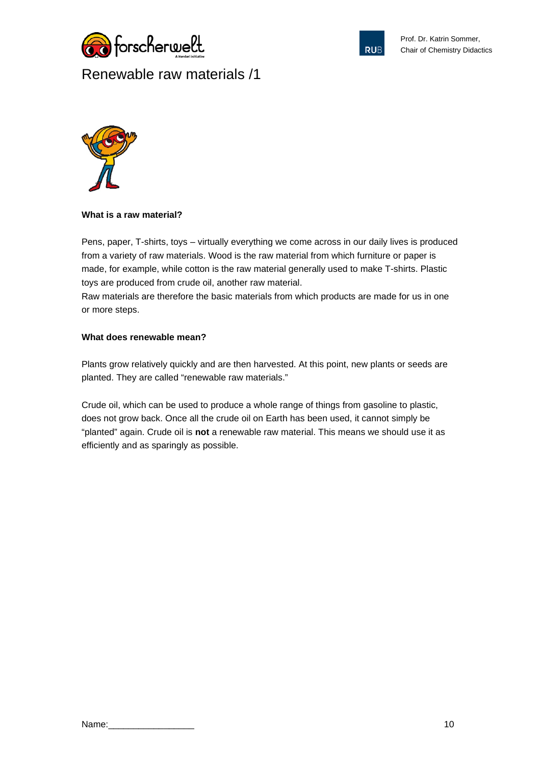# Renewable raw materials /1

**What is a raw material?**

Pens, paper, T-shirts, toys – virtually everything we come across in our daily lives is produced from a variety of raw materials. Wood is the raw material from which furniture or paper is made, for example, while cotton is the raw material generally used to make T-shirts. Plastic toys are produced from crude oil, another raw material.
Raw materials are therefore the basic materials from which products are made for us in one or more steps.

**What does renewable mean?**

Plants grow relatively quickly and are then harvested. At this point, new plants or seeds are planted. They are called “renewable raw materials.”

Crude oil, which can be used to produce a whole range of things from gasoline to plastic, does not grow back. Once all the crude oil on Earth has been used, it cannot simply be “planted” again. Crude oil is **not** a renewable raw material. This means we should use it as efficiently and as sparingly as possible.

Name:_________________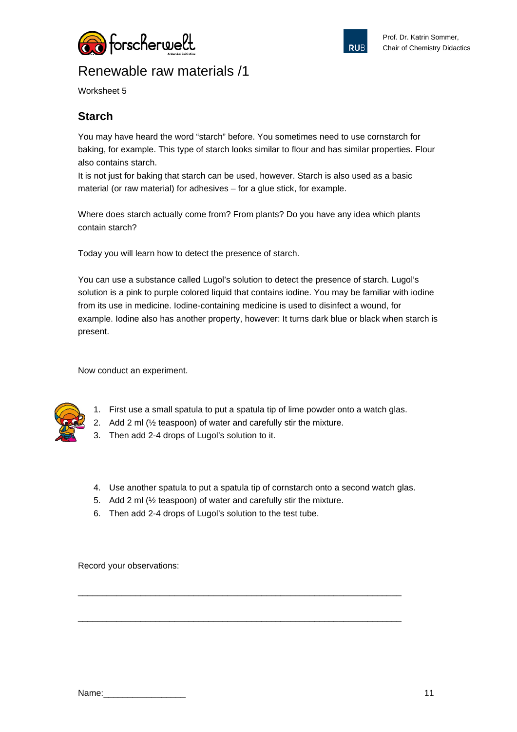# Renewable raw materials /1

Worksheet 5

## Starch

You may have heard the word "starch" before. You sometimes need to use cornstarch for baking, for example. This type of starch looks similar to flour and has similar properties. Flour also contains starch.
It is not just for baking that starch can be used, however. Starch is also used as a basic material (or raw material) for adhesives – for a glue stick, for example.

Where does starch actually come from? From plants? Do you have any idea which plants contain starch?

Today you will learn how to detect the presence of starch.

You can use a substance called Lugol's solution to detect the presence of starch. Lugol's solution is a pink to purple colored liquid that contains iodine. You may be familiar with iodine from its use in medicine. Iodine-containing medicine is used to disinfect a wound, for example. Iodine also has another property, however: It turns dark blue or black when starch is present.

Now conduct an experiment.

1. First use a small spatula to put a spatula tip of lime powder onto a watch glas.
2. Add 2 ml (½ teaspoon) of water and carefully stir the mixture.
3. Then add 2-4 drops of Lugol's solution to it.

4. Use another spatula to put a spatula tip of cornstarch onto a second watch glas.
5. Add 2 ml (½ teaspoon) of water and carefully stir the mixture.
6. Then add 2-4 drops of Lugol's solution to the test tube.

Record your observations:

___________________________________________________________________

___________________________________________________________________

Name:_________________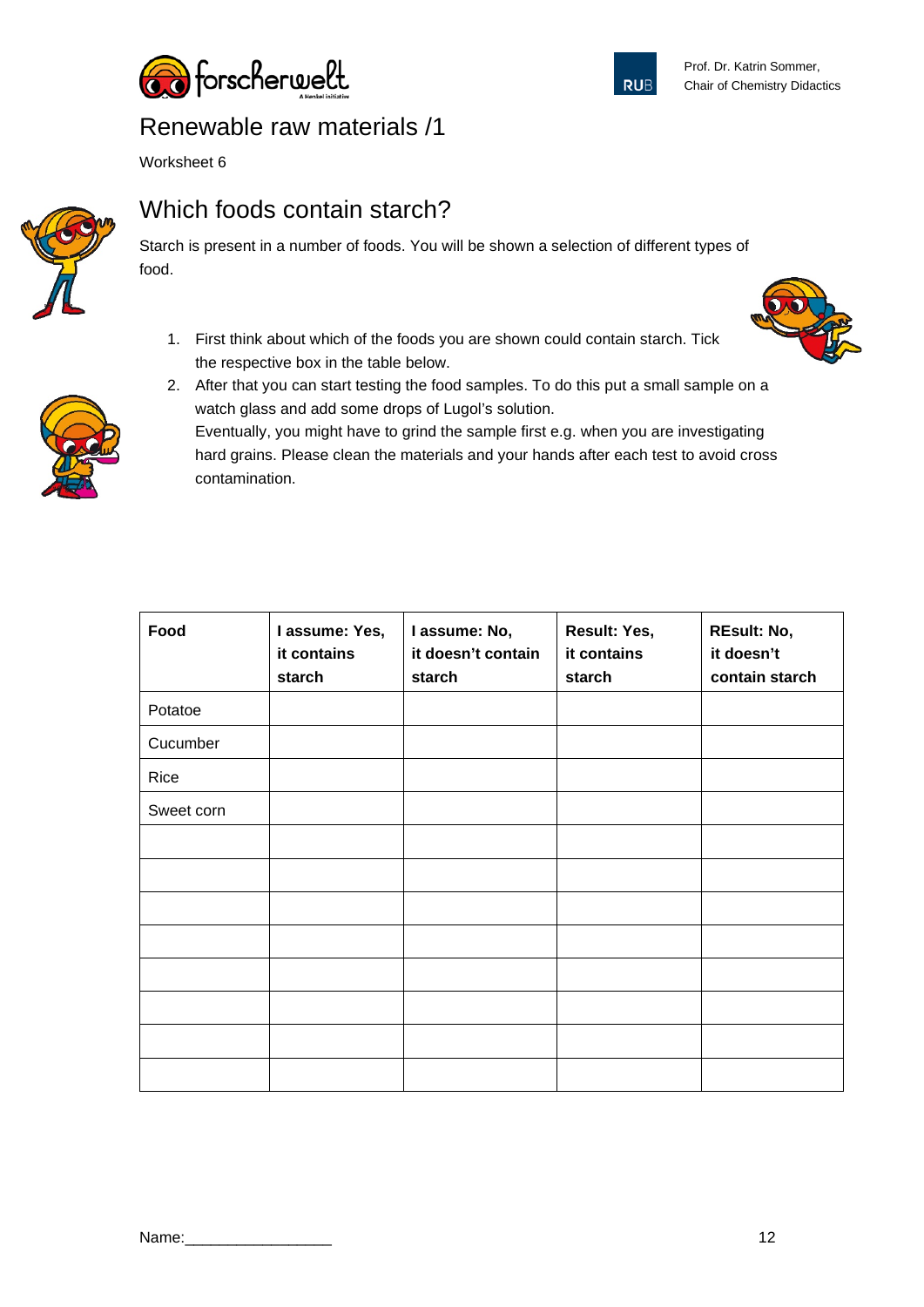# Renewable raw materials /1

Worksheet 6

## Which foods contain starch?

Starch is present in a number of foods. You will be shown a selection of different types of food.

1. First think about which of the foods you are shown could contain starch. Tick the respective box in the table below.
2. After that you can start testing the food samples. To do this put a small sample on a watch glass and add some drops of Lugol's solution.
   Eventually, you might have to grind the sample first e.g. when you are investigating hard grains. Please clean the materials and your hands after each test to avoid cross contamination.

| Food | I assume: Yes, it contains starch | I assume: No, it doesn't contain starch | Result: Yes, it contains starch | REsult: No, it doesn't contain starch |
|---|---|---|---|---|
| Potatoe | | | | |
| Cucumber | | | | |
| Rice | | | | |
| Sweet corn | | | | |
| | | | | |
| | | | | |
| | | | | |
| | | | | |
| | | | | |
| | | | | |
| | | | | |
| | | | | |

Name:_________________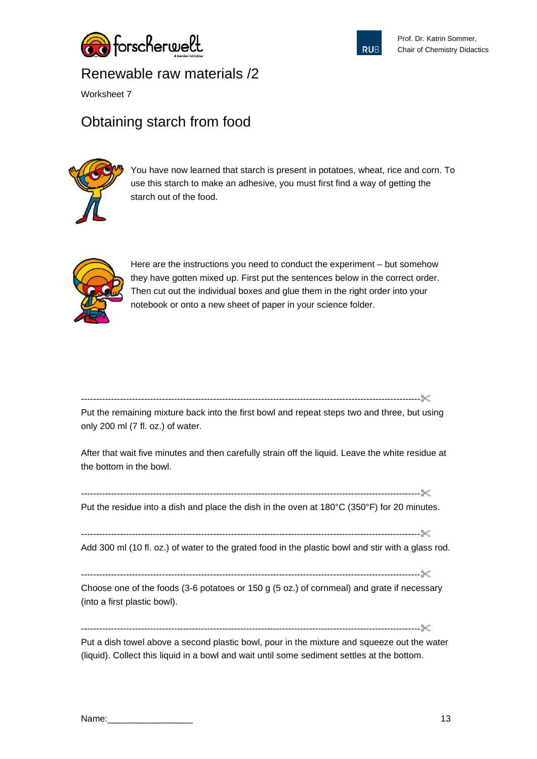# Renewable raw materials /2

Worksheet 7

## Obtaining starch from food

You have now learned that starch is present in potatoes, wheat, rice and corn. To use this starch to make an adhesive, you must first find a way of getting the starch out of the food.

Here are the instructions you need to conduct the experiment – but somehow they have gotten mixed up. First put the sentences below in the correct order. Then cut out the individual boxes and glue them in the right order into your notebook or onto a new sheet of paper in your science folder.

---

Put the remaining mixture back into the first bowl and repeat steps two and three, but using only 200 ml (7 fl. oz.) of water.

After that wait five minutes and then carefully strain off the liquid. Leave the white residue at the bottom in the bowl.

---

Put the residue into a dish and place the dish in the oven at 180°C (350°F) for 20 minutes.

---

Add 300 ml (10 fl. oz.) of water to the grated food in the plastic bowl and stir with a glass rod.

---

Choose one of the foods (3-6 potatoes or 150 g (5 oz.) of cornmeal) and grate if necessary (into a first plastic bowl).

---

Put a dish towel above a second plastic bowl, pour in the mixture and squeeze out the water (liquid). Collect this liquid in a bowl and wait until some sediment settles at the bottom.

Name:_________________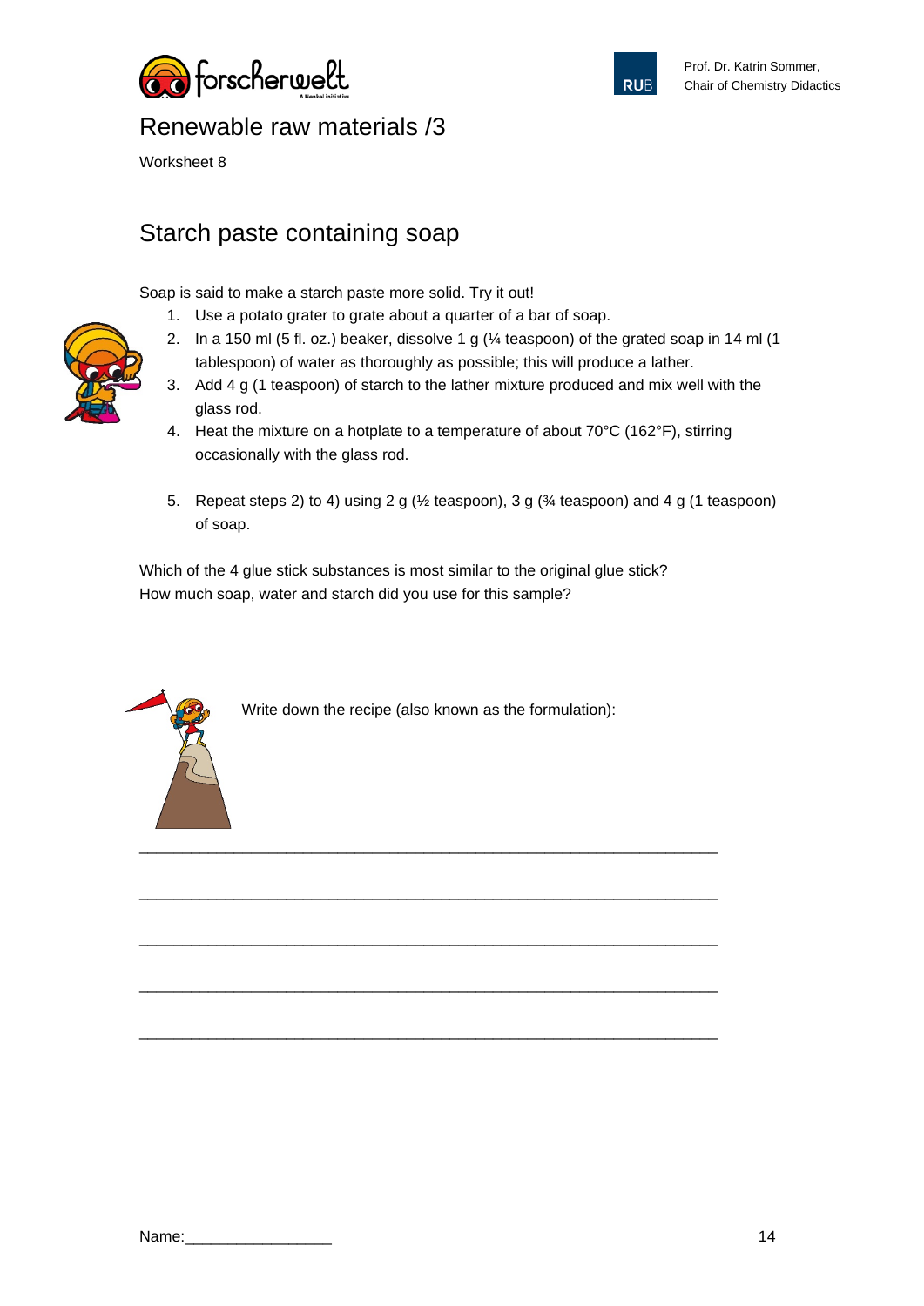# Renewable raw materials /3

Worksheet 8

## Starch paste containing soap

Soap is said to make a starch paste more solid. Try it out!

1. Use a potato grater to grate about a quarter of a bar of soap.
2. In a 150 ml (5 fl. oz.) beaker, dissolve 1 g (¼ teaspoon) of the grated soap in 14 ml (1 tablespoon) of water as thoroughly as possible; this will produce a lather.
3. Add 4 g (1 teaspoon) of starch to the lather mixture produced and mix well with the glass rod.
4. Heat the mixture on a hotplate to a temperature of about 70°C (162°F), stirring occasionally with the glass rod.
5. Repeat steps 2) to 4) using 2 g (½ teaspoon), 3 g (¾ teaspoon) and 4 g (1 teaspoon) of soap.

Which of the 4 glue stick substances is most similar to the original glue stick?
How much soap, water and starch did you use for this sample?

Write down the recipe (also known as the formulation):

_______________________________________________________________

_______________________________________________________________

_______________________________________________________________

_______________________________________________________________

_______________________________________________________________

Name:_________________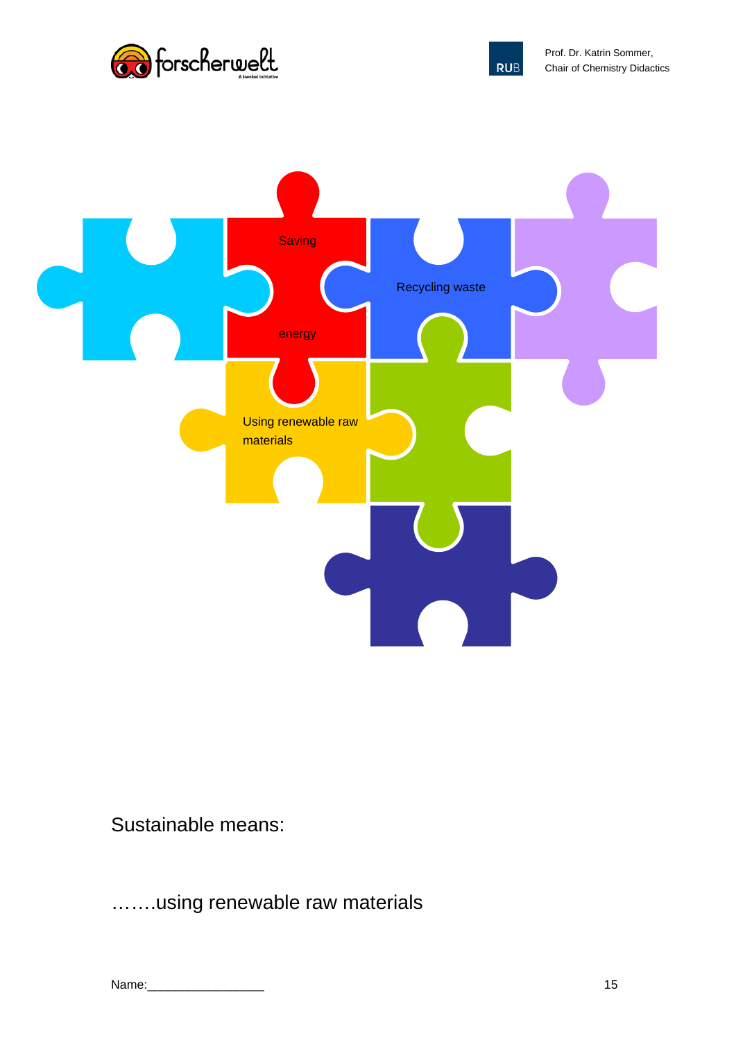Saving energy

Recycling waste

Using renewable raw materials

Sustainable means:

…….using renewable raw materials

Name:________________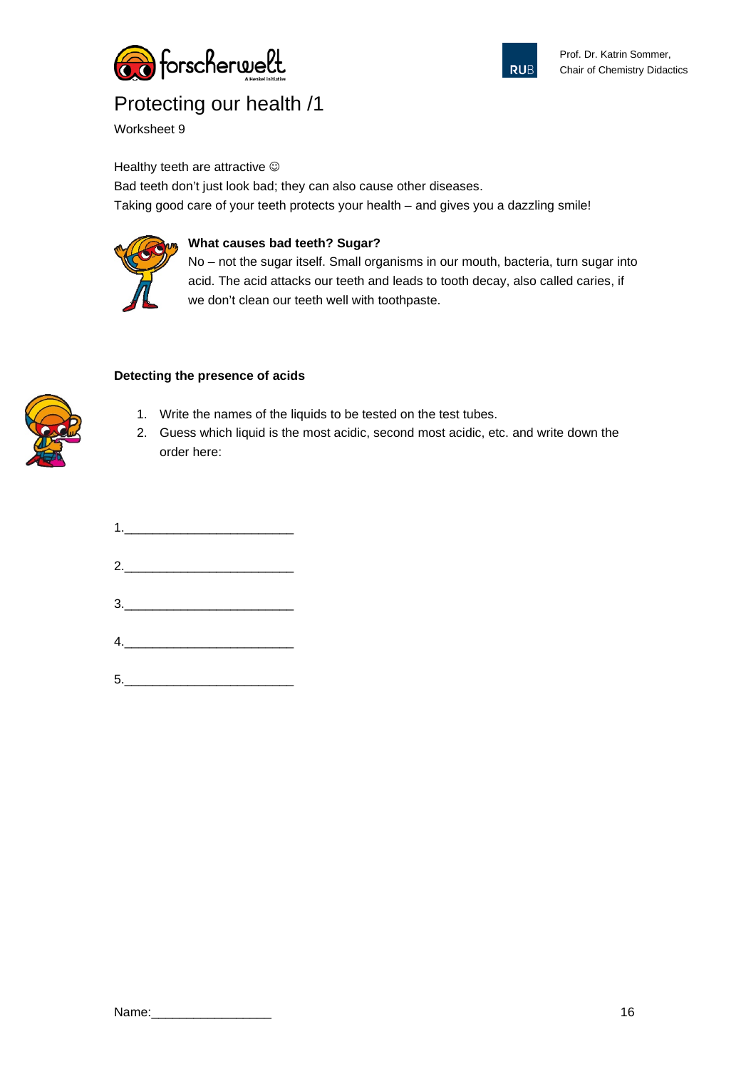# Protecting our health /1

Worksheet 9

Healthy teeth are attractive ☺
Bad teeth don't just look bad; they can also cause other diseases.
Taking good care of your teeth protects your health – and gives you a dazzling smile!

**What causes bad teeth? Sugar?**
No – not the sugar itself. Small organisms in our mouth, bacteria, turn sugar into acid. The acid attacks our teeth and leads to tooth decay, also called caries, if we don't clean our teeth well with toothpaste.

**Detecting the presence of acids**

1. Write the names of the liquids to be tested on the test tubes.
2. Guess which liquid is the most acidic, second most acidic, etc. and write down the order here:

1.________________________

2.________________________

3.________________________

4.________________________

5.________________________

Name:_________________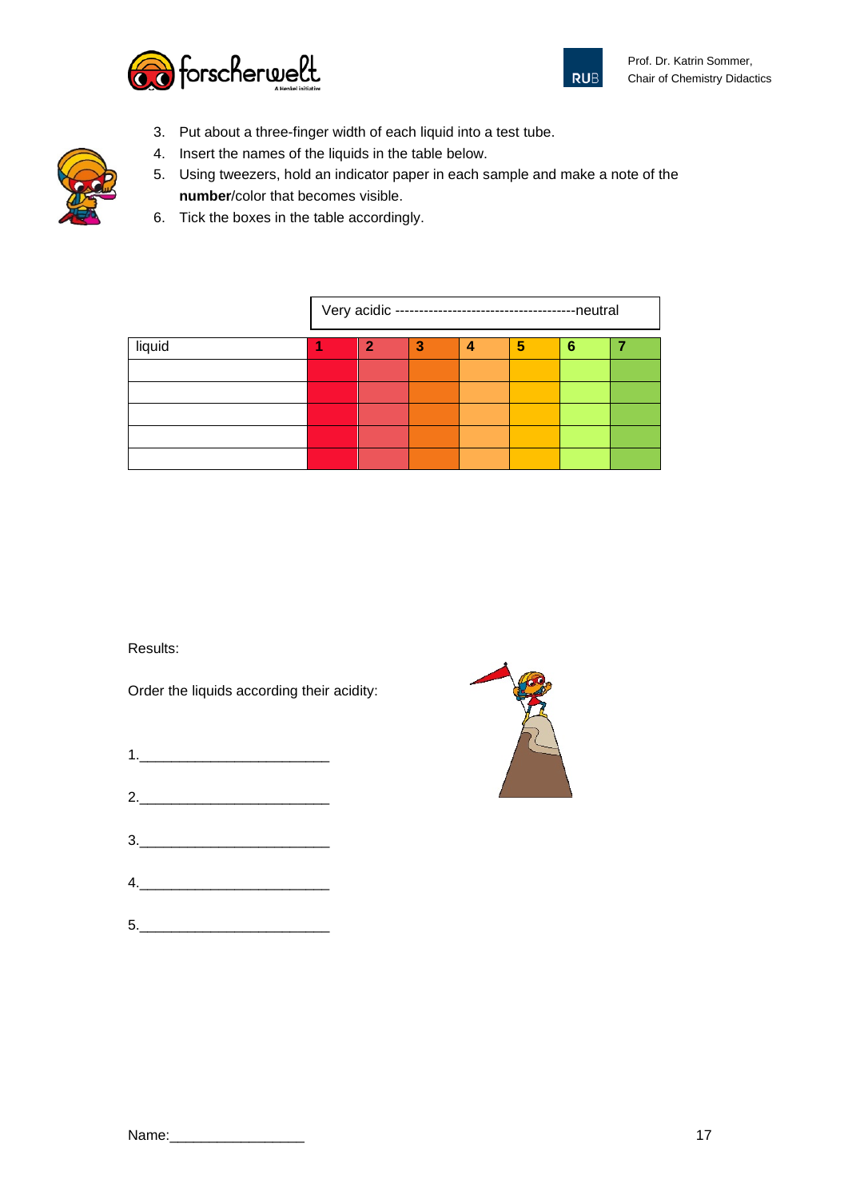3. Put about a three-finger width of each liquid into a test tube.
4. Insert the names of the liquids in the table below.
5. Using tweezers, hold an indicator paper in each sample and make a note of the **number**/color that becomes visible.
6. Tick the boxes in the table accordingly.

| | Very acidic --------------------------------------neutral | | | | | | |
|---|---|---|---|---|---|---|---|
| liquid | 1 | 2 | 3 | 4 | 5 | 6 | 7 |
| | | | | | | | |
| | | | | | | | |
| | | | | | | | |
| | | | | | | | |
| | | | | | | | |

Results:

Order the liquids according their acidity:

1.________________________

2.________________________

3.________________________

4.________________________

5.________________________

Name:_________________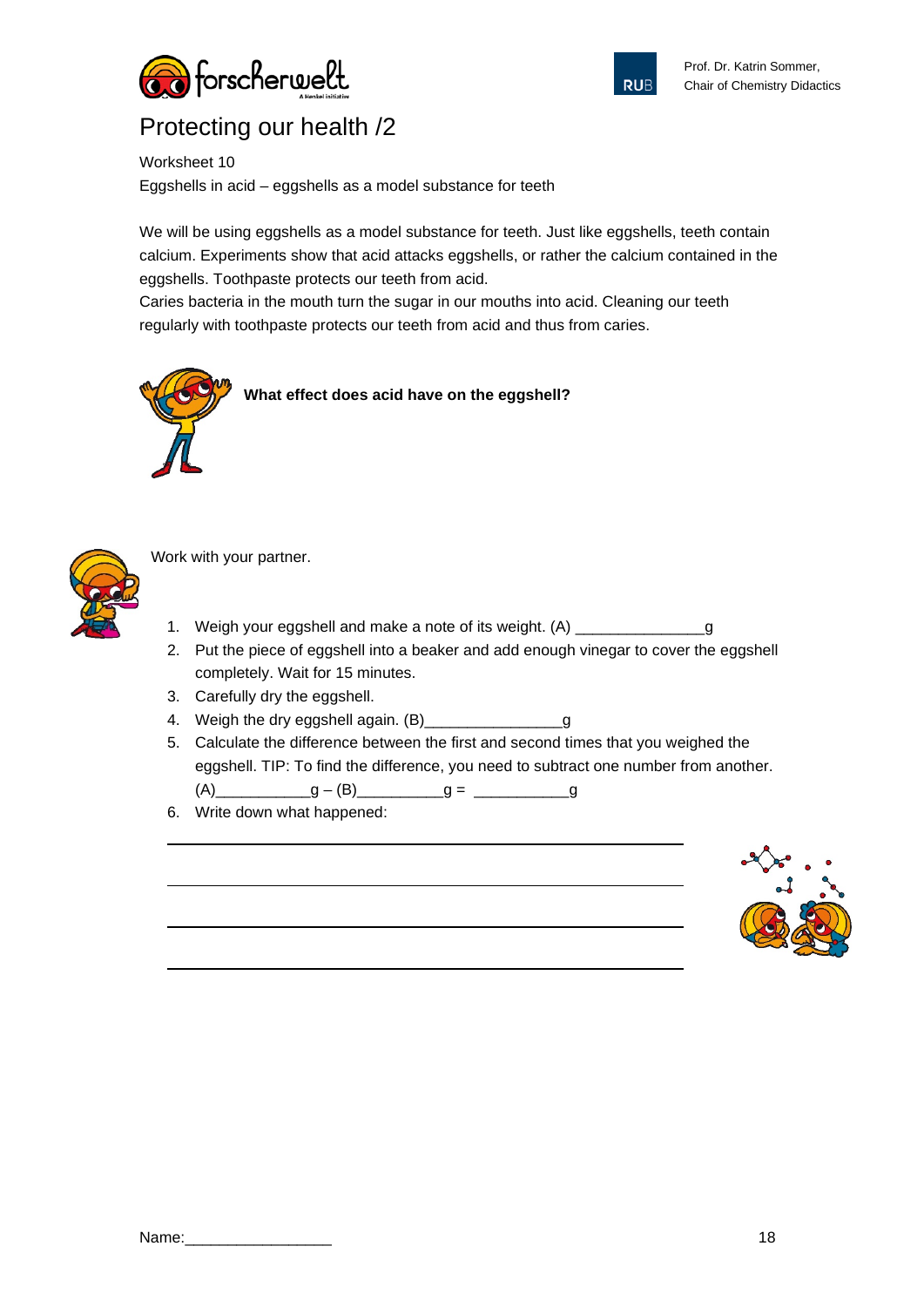# Protecting our health /2

Worksheet 10

Eggshells in acid – eggshells as a model substance for teeth

We will be using eggshells as a model substance for teeth. Just like eggshells, teeth contain calcium. Experiments show that acid attacks eggshells, or rather the calcium contained in the eggshells. Toothpaste protects our teeth from acid.

Caries bacteria in the mouth turn the sugar in our mouths into acid. Cleaning our teeth regularly with toothpaste protects our teeth from acid and thus from caries.

**What effect does acid have on the eggshell?**

Work with your partner.

1. Weigh your eggshell and make a note of its weight. (A) _______________g
2. Put the piece of eggshell into a beaker and add enough vinegar to cover the eggshell completely. Wait for 15 minutes.
3. Carefully dry the eggshell.
4. Weigh the dry eggshell again. (B)________________g
5. Calculate the difference between the first and second times that you weighed the eggshell. TIP: To find the difference, you need to subtract one number from another.
   (A)___________g – (B)__________g = ___________g
6. Write down what happened:

________________________________________________________________

________________________________________________________________

________________________________________________________________

________________________________________________________________

Name:_________________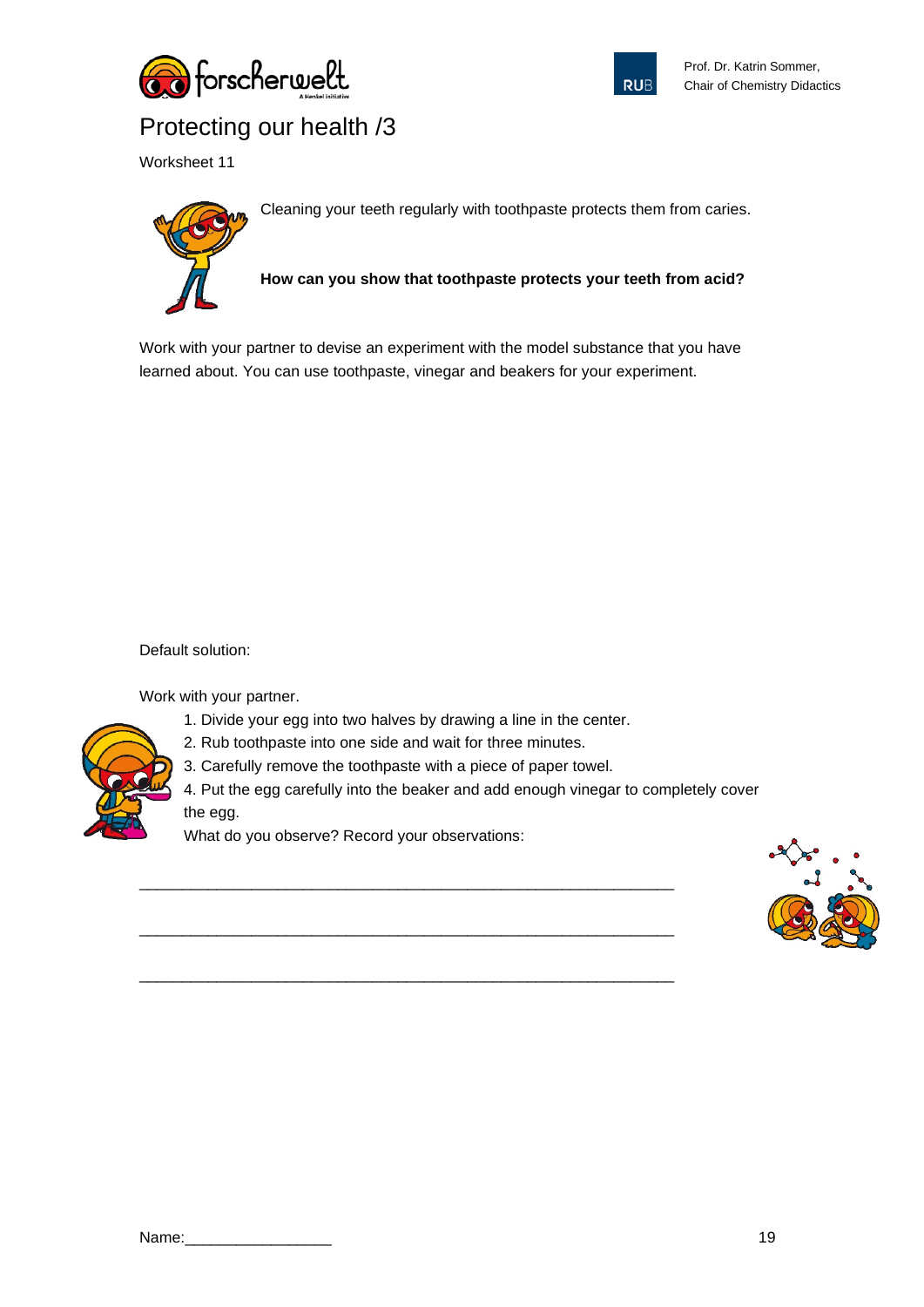forscherwelt

Prof. Dr. Katrin Sommer, Chair of Chemistry Didactics

# Protecting our health /3

Worksheet 11

Cleaning your teeth regularly with toothpaste protects them from caries.

**How can you show that toothpaste protects your teeth from acid?**

Work with your partner to devise an experiment with the model substance that you have learned about. You can use toothpaste, vinegar and beakers for your experiment.

Default solution:

Work with your partner.

1. Divide your egg into two halves by drawing a line in the center.
2. Rub toothpaste into one side and wait for three minutes.
3. Carefully remove the toothpaste with a piece of paper towel.
4. Put the egg carefully into the beaker and add enough vinegar to completely cover the egg.

What do you observe? Record your observations:

_______________________________________________________________

_______________________________________________________________

_______________________________________________________________

Name:_________________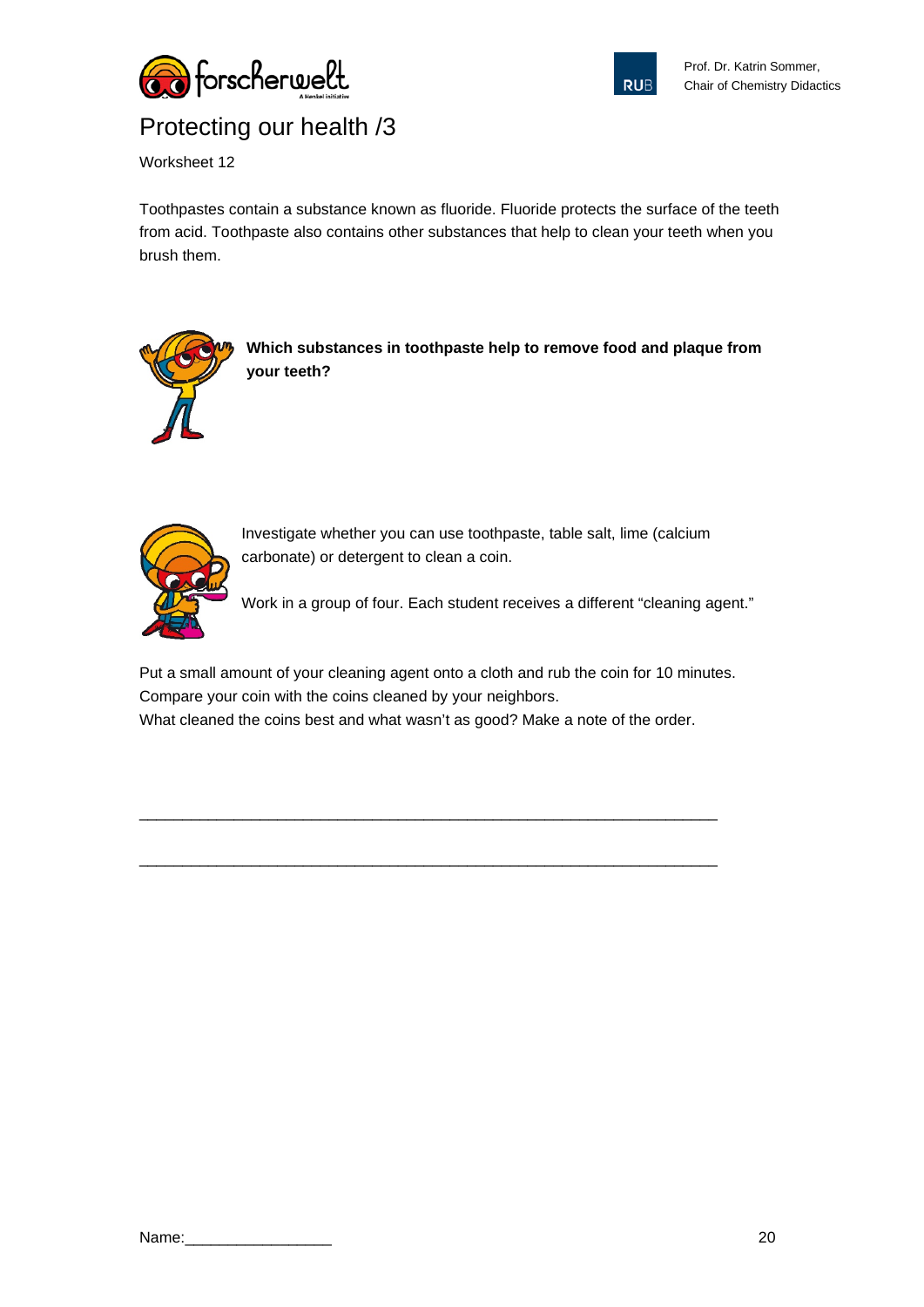# Protecting our health /3

Worksheet 12

Toothpastes contain a substance known as fluoride. Fluoride protects the surface of the teeth from acid. Toothpaste also contains other substances that help to clean your teeth when you brush them.

**Which substances in toothpaste help to remove food and plaque from your teeth?**

Investigate whether you can use toothpaste, table salt, lime (calcium carbonate) or detergent to clean a coin.

Work in a group of four. Each student receives a different "cleaning agent."

Put a small amount of your cleaning agent onto a cloth and rub the coin for 10 minutes.
Compare your coin with the coins cleaned by your neighbors.
What cleaned the coins best and what wasn't as good? Make a note of the order.

___________________________________________________________________

___________________________________________________________________

Name:_________________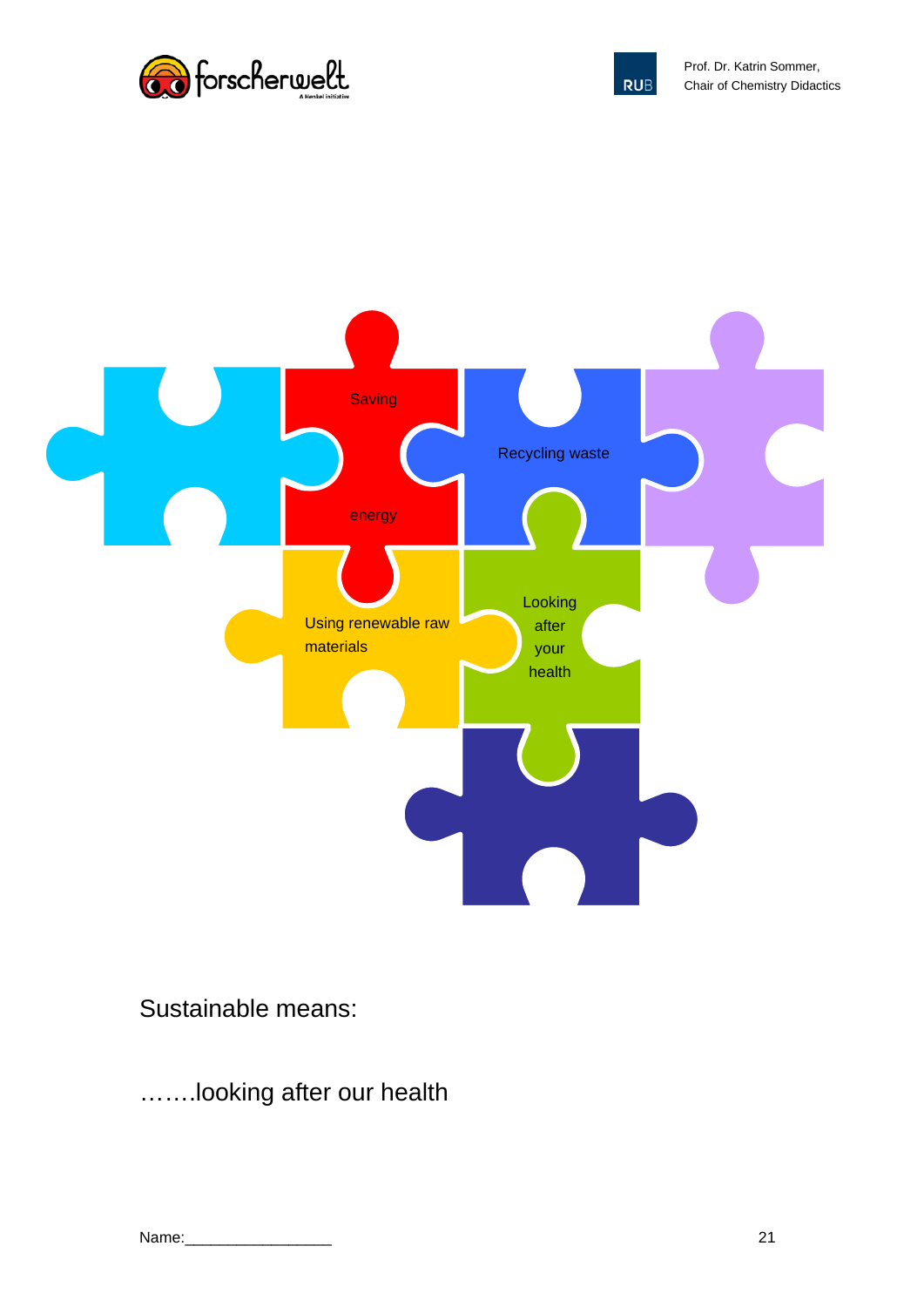Saving

energy

Recycling waste

Using renewable raw materials

Looking after your health

Sustainable means:

…….looking after our health

Name:________________